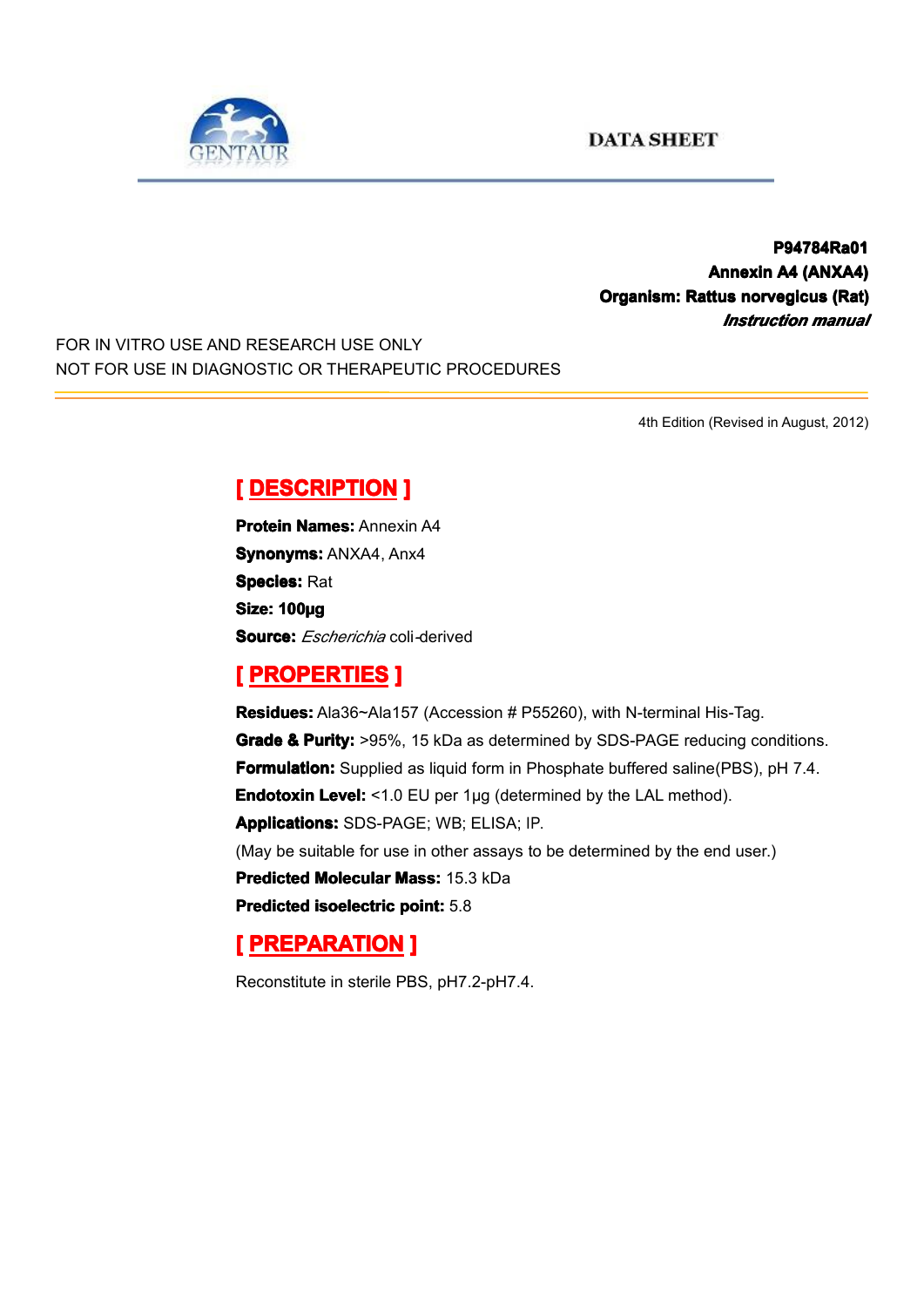GENTAUR

DATA SHEET

**P94784Ra01**
**Annexin A4 (ANXA4)**
**Organism: Rattus norvegicus (Rat)**
***Instruction manual***

FOR IN VITRO USE AND RESEARCH USE ONLY
NOT FOR USE IN DIAGNOSTIC OR THERAPEUTIC PROCEDURES

4th Edition (Revised in August, 2012)

## [ DESCRIPTION ]

**Protein Names:** Annexin A4
**Synonyms:** ANXA4, Anx4
**Species:** Rat
**Size: 100µg**
**Source:** *Escherichia* coli-derived

## [ PROPERTIES ]

**Residues:** Ala36~Ala157 (Accession # P55260), with N-terminal His-Tag.
**Grade & Purity:** >95%, 15 kDa as determined by SDS-PAGE reducing conditions.
**Formulation:** Supplied as liquid form in Phosphate buffered saline(PBS), pH 7.4.
**Endotoxin Level:** <1.0 EU per 1µg (determined by the LAL method).
**Applications:** SDS-PAGE; WB; ELISA; IP.
(May be suitable for use in other assays to be determined by the end user.)
**Predicted Molecular Mass:** 15.3 kDa
**Predicted isoelectric point:** 5.8

## [ PREPARATION ]

Reconstitute in sterile PBS, pH7.2-pH7.4.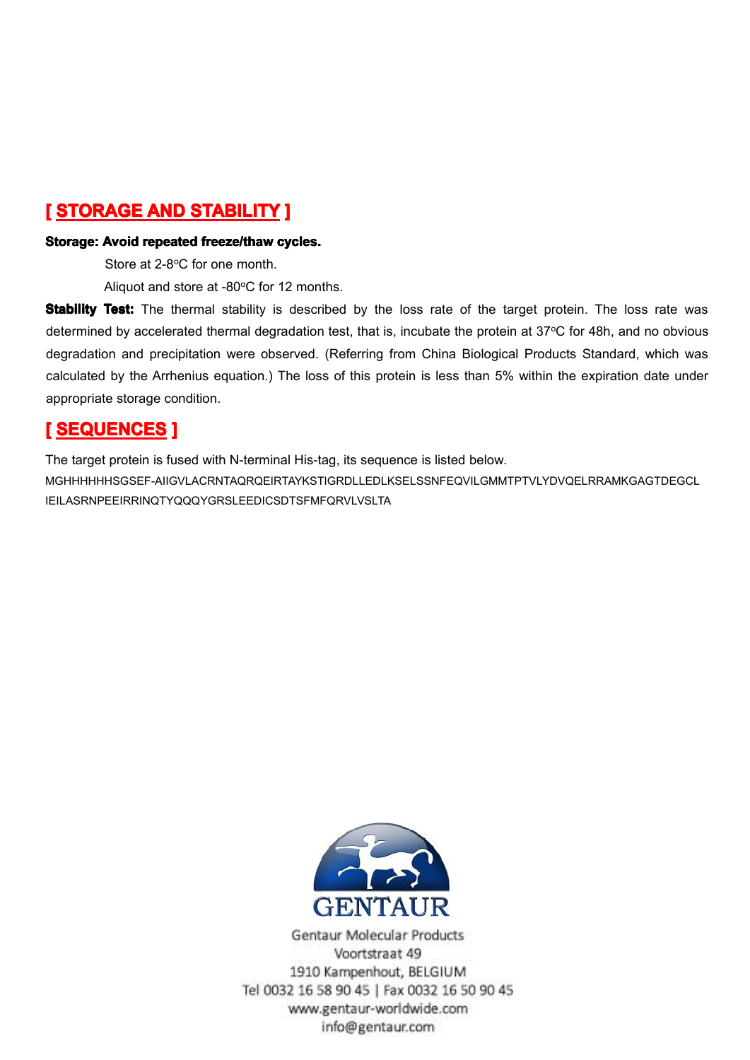## [ STORAGE AND STABILITY ]

**Storage: Avoid repeated freeze/thaw cycles.**

Store at 2-8°C for one month.

Aliquot and store at -80°C for 12 months.

**Stability Test:** The thermal stability is described by the loss rate of the target protein. The loss rate was determined by accelerated thermal degradation test, that is, incubate the protein at 37°C for 48h, and no obvious degradation and precipitation were observed. (Referring from China Biological Products Standard, which was calculated by the Arrhenius equation.) The loss of this protein is less than 5% within the expiration date under appropriate storage condition.

## [ SEQUENCES ]

The target protein is fused with N-terminal His-tag, its sequence is listed below.

MGHHHHHHSGSEF-AIIGVLACRNTAQRQEIRTAYKSTIGRDLLEDLKSELSSNFEQVILGMMTPTVLYDVQELRRAMKGAGTDEGCL
IEILASRNPEEIRRINQTYQQQYGRSLEEDICSDTSFMFQRVLVSLTA

GENTAUR

Gentaur Molecular Products
Voortstraat 49
1910 Kampenhout, BELGIUM
Tel 0032 16 58 90 45 | Fax 0032 16 50 90 45
www.gentaur-worldwide.com
info@gentaur.com